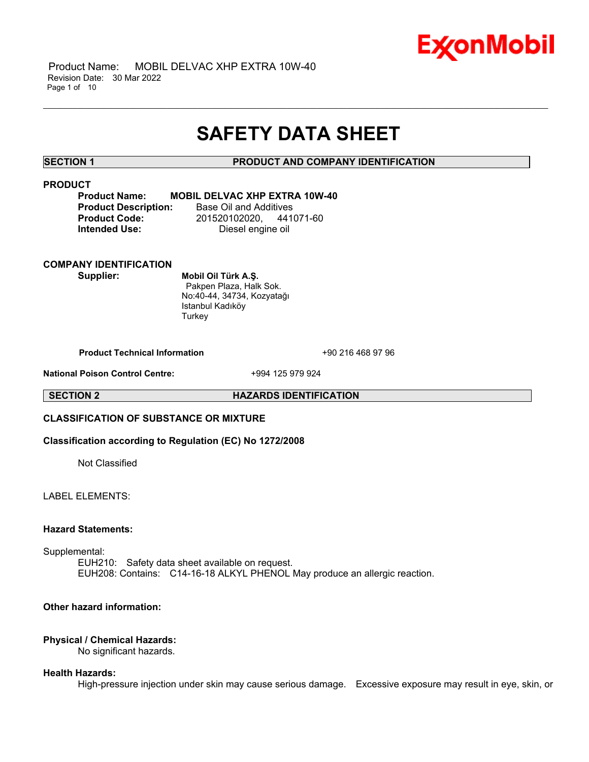# SAFETY DATA SHEET

## SECTION 1 PRODUCT AND COMPANY IDENTIFICATION

### PRODUCT

**Product Name:** **MOBIL DELVAC XHP EXTRA 10W-40**
**Product Description:** Base Oil and Additives
**Product Code:** 201520102020, 441071-60
**Intended Use:** Diesel engine oil

### COMPANY IDENTIFICATION

**Supplier:** **Mobil Oil Türk A.Ş.**
Pakpen Plaza, Halk Sok.
No:40-44, 34734, Kozyatağı
Istanbul Kadıköy
Turkey

**Product Technical Information** +90 216 468 97 96

**National Poison Control Centre:** +994 125 979 924

## SECTION 2 HAZARDS IDENTIFICATION

### CLASSIFICATION OF SUBSTANCE OR MIXTURE

**Classification according to Regulation (EC) No 1272/2008**

Not Classified

LABEL ELEMENTS:

**Hazard Statements:**

Supplemental:
EUH210: Safety data sheet available on request.
EUH208: Contains: C14-16-18 ALKYL PHENOL May produce an allergic reaction.

**Other hazard information:**

**Physical / Chemical Hazards:**
No significant hazards.

**Health Hazards:**
High-pressure injection under skin may cause serious damage. Excessive exposure may result in eye, skin, or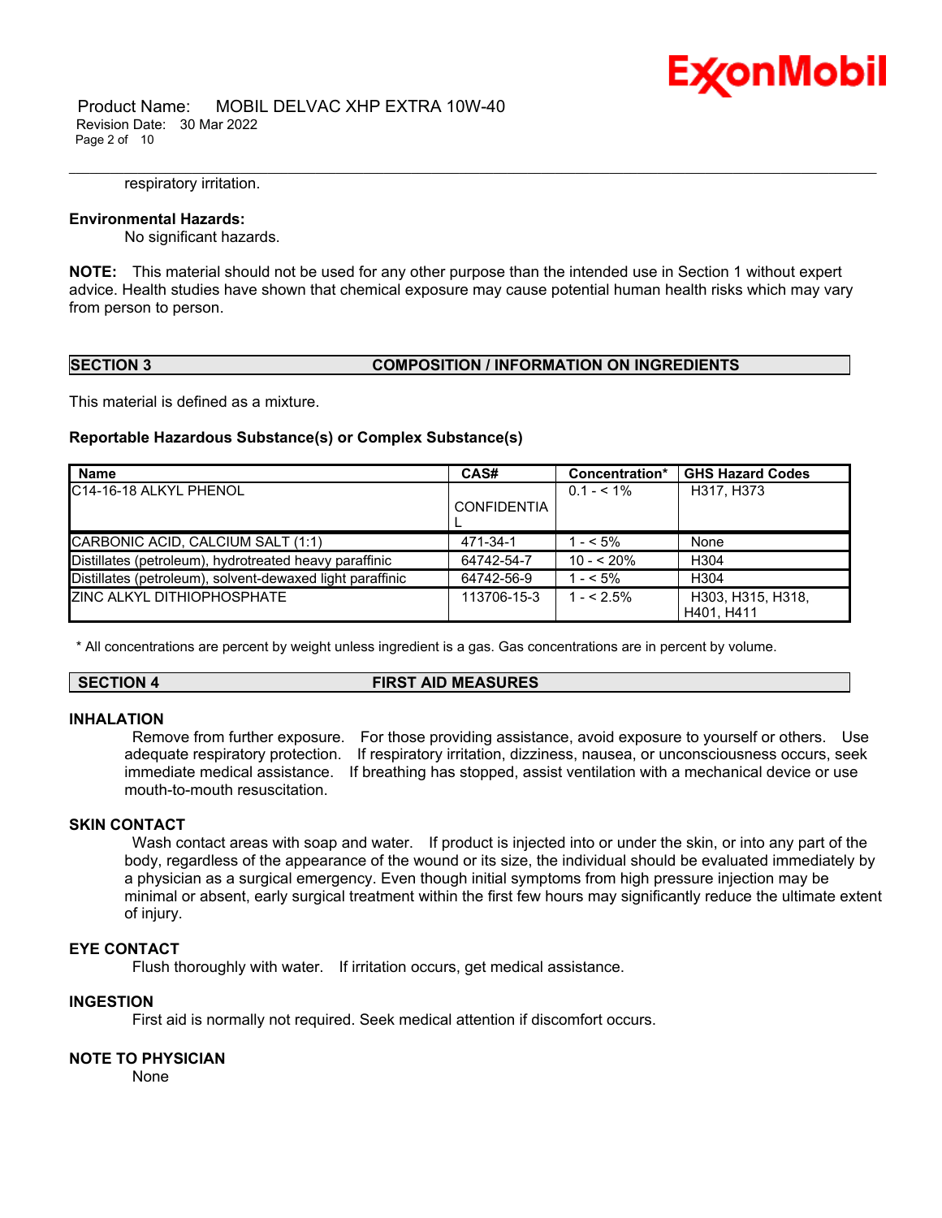respiratory irritation.

**Environmental Hazards:**

No significant hazards.

**NOTE:** This material should not be used for any other purpose than the intended use in Section 1 without expert advice. Health studies have shown that chemical exposure may cause potential human health risks which may vary from person to person.

## SECTION 3 COMPOSITION / INFORMATION ON INGREDIENTS

This material is defined as a mixture.

**Reportable Hazardous Substance(s) or Complex Substance(s)**

| Name | CAS# | Concentration* | GHS Hazard Codes |
|---|---|---|---|
| C14-16-18 ALKYL PHENOL | CONFIDENTIAL | 0.1 - < 1% | H317, H373 |
| CARBONIC ACID, CALCIUM SALT (1:1) | 471-34-1 | 1 - < 5% | None |
| Distillates (petroleum), hydrotreated heavy paraffinic | 64742-54-7 | 10 - < 20% | H304 |
| Distillates (petroleum), solvent-dewaxed light paraffinic | 64742-56-9 | 1 - < 5% | H304 |
| ZINC ALKYL DITHIOPHOSPHATE | 113706-15-3 | 1 - < 2.5% | H303, H315, H318, H401, H411 |

\* All concentrations are percent by weight unless ingredient is a gas. Gas concentrations are in percent by volume.

## SECTION 4 FIRST AID MEASURES

### INHALATION

Remove from further exposure. For those providing assistance, avoid exposure to yourself or others. Use adequate respiratory protection. If respiratory irritation, dizziness, nausea, or unconsciousness occurs, seek immediate medical assistance. If breathing has stopped, assist ventilation with a mechanical device or use mouth-to-mouth resuscitation.

### SKIN CONTACT

Wash contact areas with soap and water. If product is injected into or under the skin, or into any part of the body, regardless of the appearance of the wound or its size, the individual should be evaluated immediately by a physician as a surgical emergency. Even though initial symptoms from high pressure injection may be minimal or absent, early surgical treatment within the first few hours may significantly reduce the ultimate extent of injury.

### EYE CONTACT

Flush thoroughly with water. If irritation occurs, get medical assistance.

### INGESTION

First aid is normally not required. Seek medical attention if discomfort occurs.

### NOTE TO PHYSICIAN

None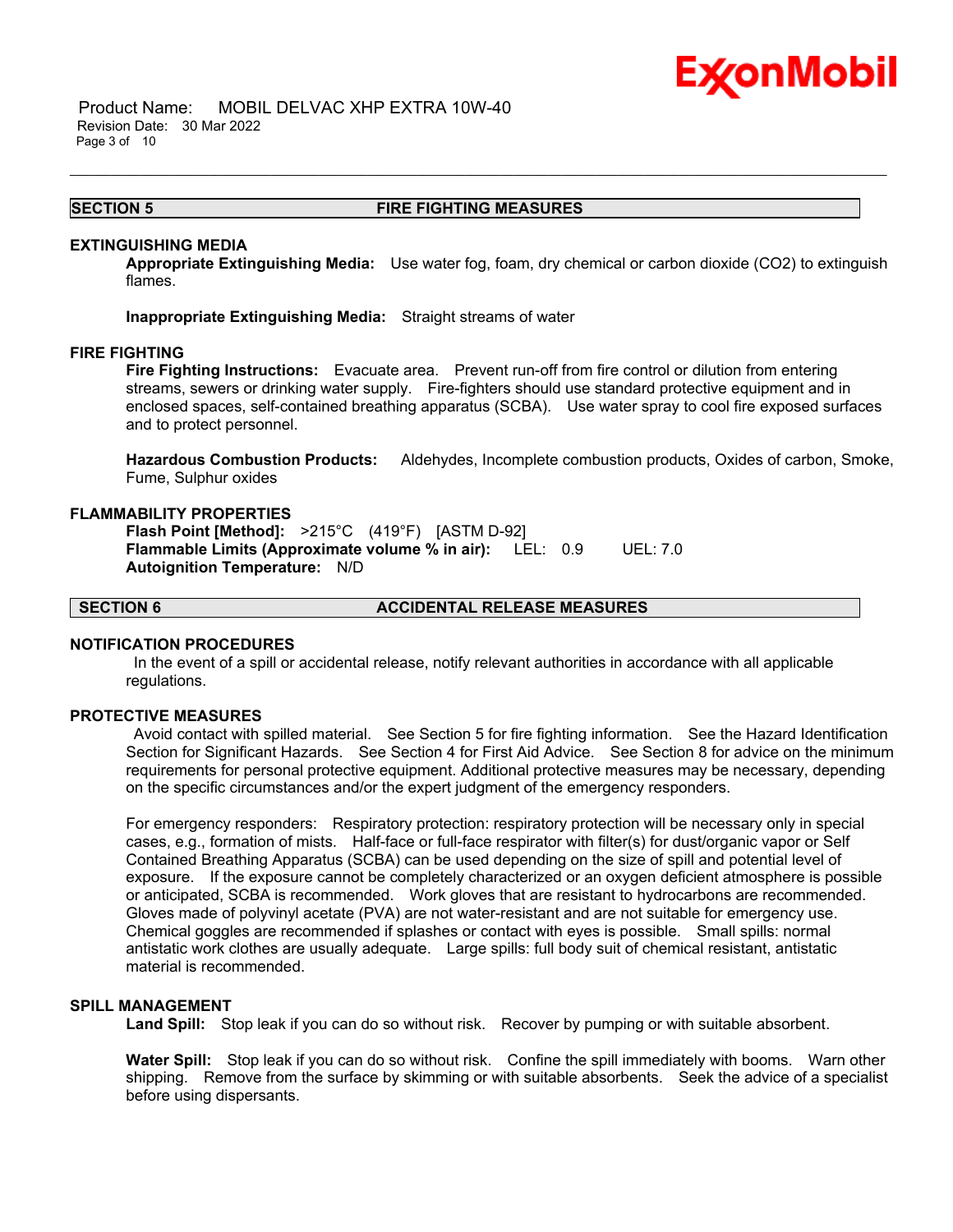## SECTION 5 FIRE FIGHTING MEASURES

### EXTINGUISHING MEDIA

**Appropriate Extinguishing Media:** Use water fog, foam, dry chemical or carbon dioxide ($CO_2$) to extinguish flames.

**Inappropriate Extinguishing Media:** Straight streams of water

### FIRE FIGHTING

**Fire Fighting Instructions:** Evacuate area. Prevent run-off from fire control or dilution from entering streams, sewers or drinking water supply. Fire-fighters should use standard protective equipment and in enclosed spaces, self-contained breathing apparatus (SCBA). Use water spray to cool fire exposed surfaces and to protect personnel.

**Hazardous Combustion Products:** Aldehydes, Incomplete combustion products, Oxides of carbon, Smoke, Fume, Sulphur oxides

### FLAMMABILITY PROPERTIES

**Flash Point [Method]:** >215°C (419°F) [ASTM D-92]
**Flammable Limits (Approximate volume % in air):** LEL: 0.9 UEL: 7.0
**Autoignition Temperature:** N/D

## SECTION 6 ACCIDENTAL RELEASE MEASURES

### NOTIFICATION PROCEDURES

In the event of a spill or accidental release, notify relevant authorities in accordance with all applicable regulations.

### PROTECTIVE MEASURES

Avoid contact with spilled material. See Section 5 for fire fighting information. See the Hazard Identification Section for Significant Hazards. See Section 4 for First Aid Advice. See Section 8 for advice on the minimum requirements for personal protective equipment. Additional protective measures may be necessary, depending on the specific circumstances and/or the expert judgment of the emergency responders.

For emergency responders: Respiratory protection: respiratory protection will be necessary only in special cases, e.g., formation of mists. Half-face or full-face respirator with filter(s) for dust/organic vapor or Self Contained Breathing Apparatus (SCBA) can be used depending on the size of spill and potential level of exposure. If the exposure cannot be completely characterized or an oxygen deficient atmosphere is possible or anticipated, SCBA is recommended. Work gloves that are resistant to hydrocarbons are recommended. Gloves made of polyvinyl acetate (PVA) are not water-resistant and are not suitable for emergency use. Chemical goggles are recommended if splashes or contact with eyes is possible. Small spills: normal antistatic work clothes are usually adequate. Large spills: full body suit of chemical resistant, antistatic material is recommended.

### SPILL MANAGEMENT

**Land Spill:** Stop leak if you can do so without risk. Recover by pumping or with suitable absorbent.

**Water Spill:** Stop leak if you can do so without risk. Confine the spill immediately with booms. Warn other shipping. Remove from the surface by skimming or with suitable absorbents. Seek the advice of a specialist before using dispersants.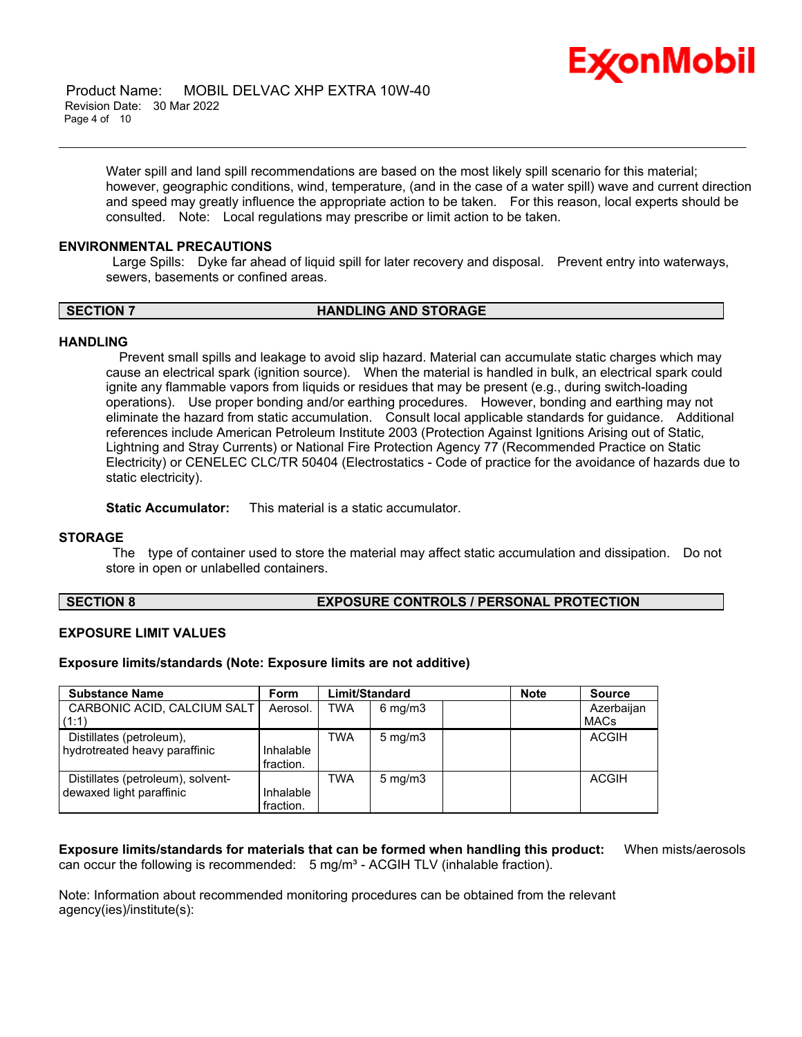Water spill and land spill recommendations are based on the most likely spill scenario for this material; however, geographic conditions, wind, temperature, (and in the case of a water spill) wave and current direction and speed may greatly influence the appropriate action to be taken. For this reason, local experts should be consulted. Note: Local regulations may prescribe or limit action to be taken.

### ENVIRONMENTAL PRECAUTIONS

Large Spills: Dyke far ahead of liquid spill for later recovery and disposal. Prevent entry into waterways, sewers, basements or confined areas.

## SECTION 7 HANDLING AND STORAGE

### HANDLING

Prevent small spills and leakage to avoid slip hazard. Material can accumulate static charges which may cause an electrical spark (ignition source). When the material is handled in bulk, an electrical spark could ignite any flammable vapors from liquids or residues that may be present (e.g., during switch-loading operations). Use proper bonding and/or earthing procedures. However, bonding and earthing may not eliminate the hazard from static accumulation. Consult local applicable standards for guidance. Additional references include American Petroleum Institute 2003 (Protection Against Ignitions Arising out of Static, Lightning and Stray Currents) or National Fire Protection Agency 77 (Recommended Practice on Static Electricity) or CENELEC CLC/TR 50404 (Electrostatics - Code of practice for the avoidance of hazards due to static electricity).

**Static Accumulator:** This material is a static accumulator.

### STORAGE

The type of container used to store the material may affect static accumulation and dissipation. Do not store in open or unlabelled containers.

## SECTION 8 EXPOSURE CONTROLS / PERSONAL PROTECTION

### EXPOSURE LIMIT VALUES

**Exposure limits/standards (Note: Exposure limits are not additive)**

| Substance Name | Form | Limit/Standard | | | Note | Source |
|---|---|---|---|---|---|---|
| CARBONIC ACID, CALCIUM SALT (1:1) | Aerosol. | TWA | 6 mg/m3 | | | Azerbaijan MACs |
| Distillates (petroleum), hydrotreated heavy paraffinic | Inhalable fraction. | TWA | 5 mg/m3 | | | ACGIH |
| Distillates (petroleum), solvent-dewaxed light paraffinic | Inhalable fraction. | TWA | 5 mg/m3 | | | ACGIH |

**Exposure limits/standards for materials that can be formed when handling this product:** When mists/aerosols can occur the following is recommended: 5 mg/m³ - ACGIH TLV (inhalable fraction).

Note: Information about recommended monitoring procedures can be obtained from the relevant agency(ies)/institute(s):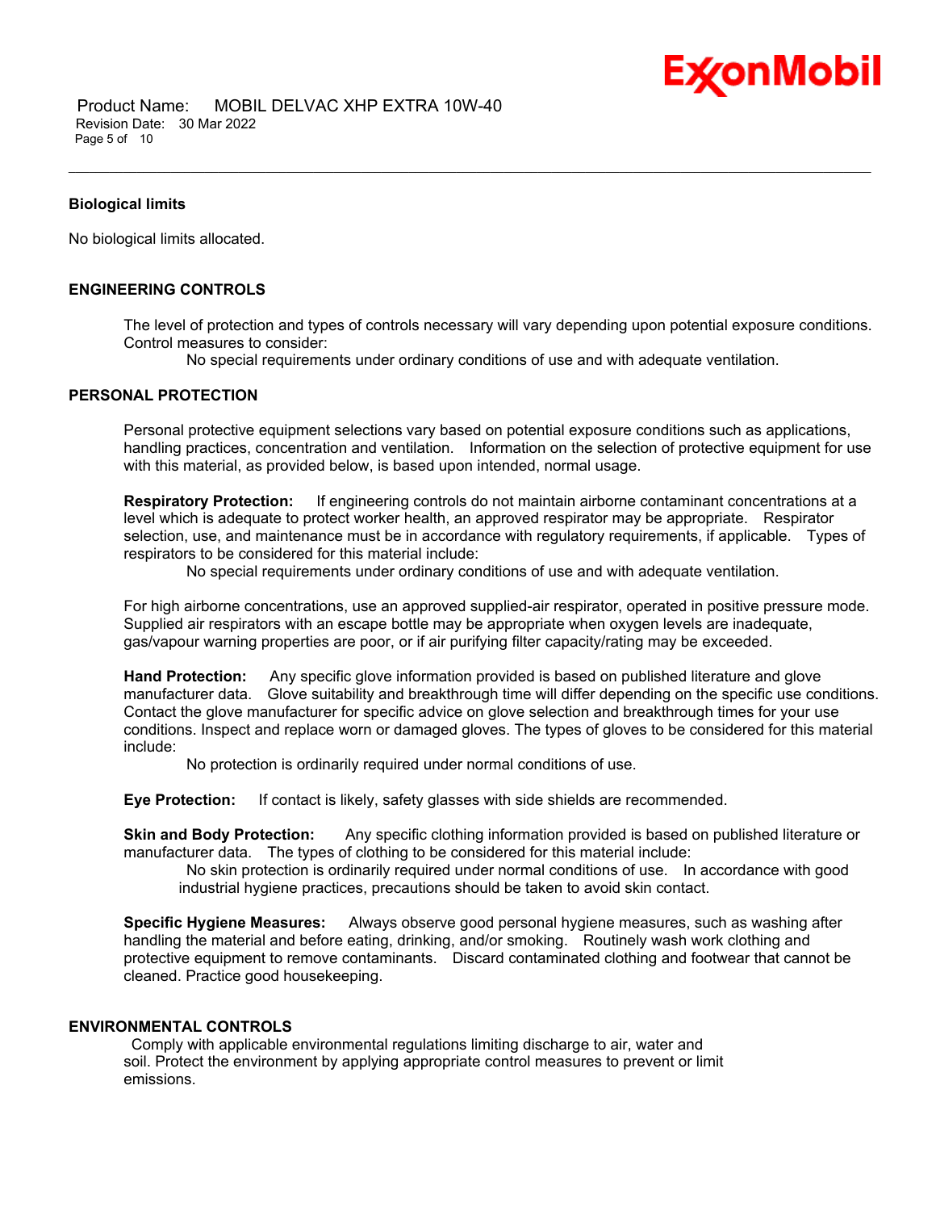### Biological limits

No biological limits allocated.

### ENGINEERING CONTROLS

The level of protection and types of controls necessary will vary depending upon potential exposure conditions. Control measures to consider:

No special requirements under ordinary conditions of use and with adequate ventilation.

### PERSONAL PROTECTION

Personal protective equipment selections vary based on potential exposure conditions such as applications, handling practices, concentration and ventilation. Information on the selection of protective equipment for use with this material, as provided below, is based upon intended, normal usage.

**Respiratory Protection:** If engineering controls do not maintain airborne contaminant concentrations at a level which is adequate to protect worker health, an approved respirator may be appropriate. Respirator selection, use, and maintenance must be in accordance with regulatory requirements, if applicable. Types of respirators to be considered for this material include:

No special requirements under ordinary conditions of use and with adequate ventilation.

For high airborne concentrations, use an approved supplied-air respirator, operated in positive pressure mode. Supplied air respirators with an escape bottle may be appropriate when oxygen levels are inadequate, gas/vapour warning properties are poor, or if air purifying filter capacity/rating may be exceeded.

**Hand Protection:** Any specific glove information provided is based on published literature and glove manufacturer data. Glove suitability and breakthrough time will differ depending on the specific use conditions. Contact the glove manufacturer for specific advice on glove selection and breakthrough times for your use conditions. Inspect and replace worn or damaged gloves. The types of gloves to be considered for this material include:

No protection is ordinarily required under normal conditions of use.

**Eye Protection:** If contact is likely, safety glasses with side shields are recommended.

**Skin and Body Protection:** Any specific clothing information provided is based on published literature or manufacturer data. The types of clothing to be considered for this material include:

No skin protection is ordinarily required under normal conditions of use. In accordance with good industrial hygiene practices, precautions should be taken to avoid skin contact.

**Specific Hygiene Measures:** Always observe good personal hygiene measures, such as washing after handling the material and before eating, drinking, and/or smoking. Routinely wash work clothing and protective equipment to remove contaminants. Discard contaminated clothing and footwear that cannot be cleaned. Practice good housekeeping.

### ENVIRONMENTAL CONTROLS

Comply with applicable environmental regulations limiting discharge to air, water and soil. Protect the environment by applying appropriate control measures to prevent or limit emissions.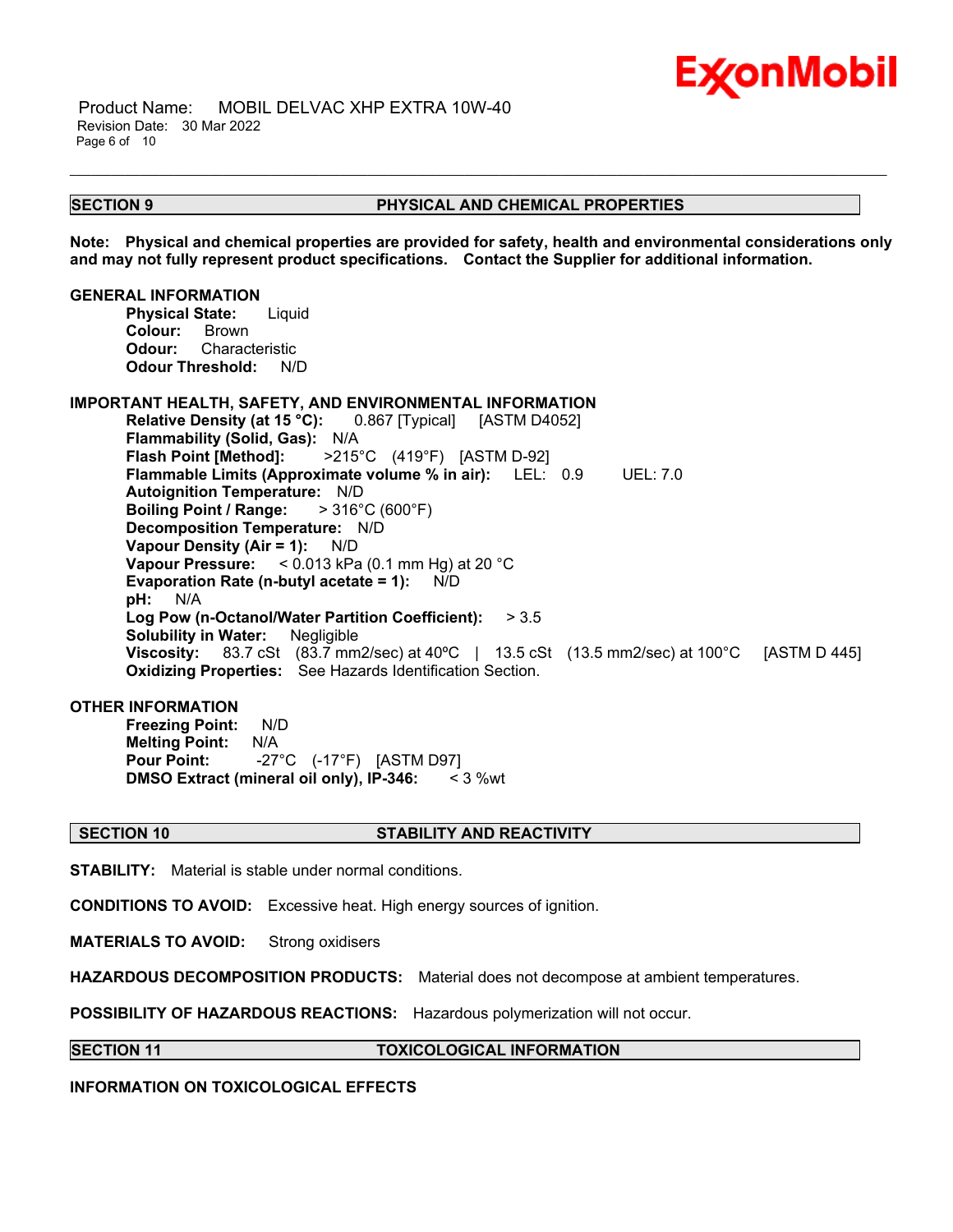## SECTION 9 PHYSICAL AND CHEMICAL PROPERTIES

**Note: Physical and chemical properties are provided for safety, health and environmental considerations only and may not fully represent product specifications. Contact the Supplier for additional information.**

**GENERAL INFORMATION**

**Physical State:** Liquid
**Colour:** Brown
**Odour:** Characteristic
**Odour Threshold:** N/D

**IMPORTANT HEALTH, SAFETY, AND ENVIRONMENTAL INFORMATION**

**Relative Density (at 15 °C):** 0.867 [Typical] [ASTM D4052]
**Flammability (Solid, Gas):** N/A
**Flash Point [Method]:** >215°C (419°F) [ASTM D-92]
**Flammable Limits (Approximate volume % in air):** LEL: 0.9 UEL: 7.0
**Autoignition Temperature:** N/D
**Boiling Point / Range:** > 316°C (600°F)
**Decomposition Temperature:** N/D
**Vapour Density (Air = 1):** N/D
**Vapour Pressure:** < 0.013 kPa (0.1 mm Hg) at 20 °C
**Evaporation Rate (n-butyl acetate = 1):** N/D
**pH:** N/A
**Log Pow (n-Octanol/Water Partition Coefficient):** > 3.5
**Solubility in Water:** Negligible
**Viscosity:** 83.7 cSt (83.7 mm2/sec) at 40ºC | 13.5 cSt (13.5 mm2/sec) at 100°C [ASTM D 445]
**Oxidizing Properties:** See Hazards Identification Section.

**OTHER INFORMATION**

**Freezing Point:** N/D
**Melting Point:** N/A
**Pour Point:** -27°C (-17°F) [ASTM D97]
**DMSO Extract (mineral oil only), IP-346:** < 3 %wt

## SECTION 10 STABILITY AND REACTIVITY

**STABILITY:** Material is stable under normal conditions.

**CONDITIONS TO AVOID:** Excessive heat. High energy sources of ignition.

**MATERIALS TO AVOID:** Strong oxidisers

**HAZARDOUS DECOMPOSITION PRODUCTS:** Material does not decompose at ambient temperatures.

**POSSIBILITY OF HAZARDOUS REACTIONS:** Hazardous polymerization will not occur.

## SECTION 11 TOXICOLOGICAL INFORMATION

**INFORMATION ON TOXICOLOGICAL EFFECTS**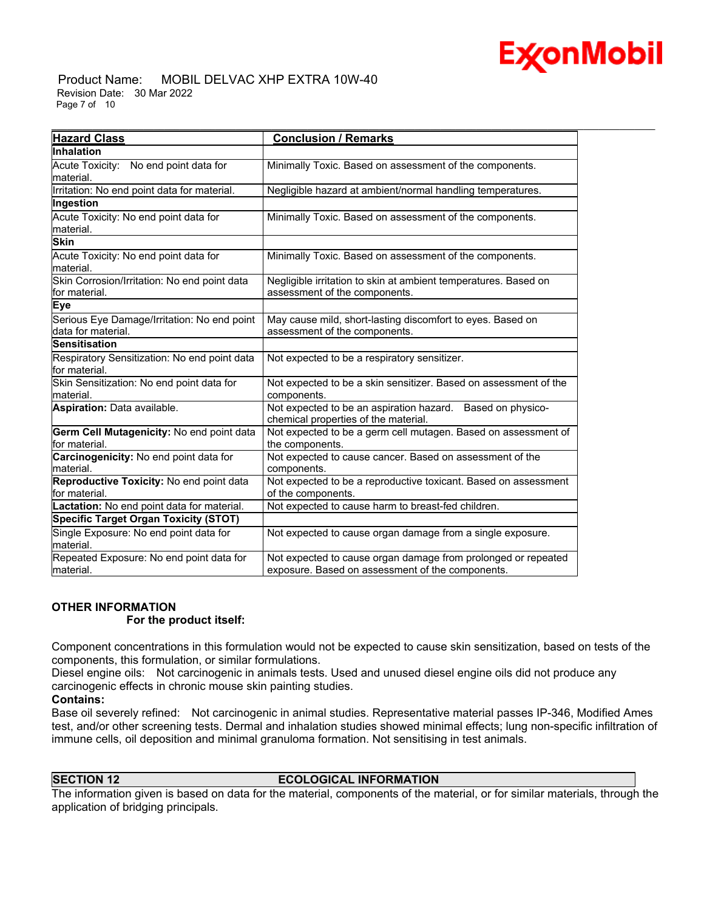| Hazard Class | Conclusion / Remarks |
| --- | --- |
| **Inhalation** | |
| Acute Toxicity: No end point data for material. | Minimally Toxic. Based on assessment of the components. |
| Irritation: No end point data for material. | Negligible hazard at ambient/normal handling temperatures. |
| **Ingestion** | |
| Acute Toxicity: No end point data for material. | Minimally Toxic. Based on assessment of the components. |
| **Skin** | |
| Acute Toxicity: No end point data for material. | Minimally Toxic. Based on assessment of the components. |
| Skin Corrosion/Irritation: No end point data for material. | Negligible irritation to skin at ambient temperatures. Based on assessment of the components. |
| **Eye** | |
| Serious Eye Damage/Irritation: No end point data for material. | May cause mild, short-lasting discomfort to eyes. Based on assessment of the components. |
| **Sensitisation** | |
| Respiratory Sensitization: No end point data for material. | Not expected to be a respiratory sensitizer. |
| Skin Sensitization: No end point data for material. | Not expected to be a skin sensitizer. Based on assessment of the components. |
| **Aspiration:** Data available. | Not expected to be an aspiration hazard. Based on physico-chemical properties of the material. |
| **Germ Cell Mutagenicity:** No end point data for material. | Not expected to be a germ cell mutagen. Based on assessment of the components. |
| **Carcinogenicity:** No end point data for material. | Not expected to cause cancer. Based on assessment of the components. |
| **Reproductive Toxicity:** No end point data for material. | Not expected to be a reproductive toxicant. Based on assessment of the components. |
| **Lactation:** No end point data for material. | Not expected to cause harm to breast-fed children. |
| **Specific Target Organ Toxicity (STOT)** | |
| Single Exposure: No end point data for material. | Not expected to cause organ damage from a single exposure. |
| Repeated Exposure: No end point data for material. | Not expected to cause organ damage from prolonged or repeated exposure. Based on assessment of the components. |

**OTHER INFORMATION**

**For the product itself:**

Component concentrations in this formulation would not be expected to cause skin sensitization, based on tests of the components, this formulation, or similar formulations.
Diesel engine oils: Not carcinogenic in animals tests. Used and unused diesel engine oils did not produce any carcinogenic effects in chronic mouse skin painting studies.

**Contains:**

Base oil severely refined: Not carcinogenic in animal studies. Representative material passes IP-346, Modified Ames test, and/or other screening tests. Dermal and inhalation studies showed minimal effects; lung non-specific infiltration of immune cells, oil deposition and minimal granuloma formation. Not sensitising in test animals.

## SECTION 12 ECOLOGICAL INFORMATION

The information given is based on data for the material, components of the material, or for similar materials, through the application of bridging principals.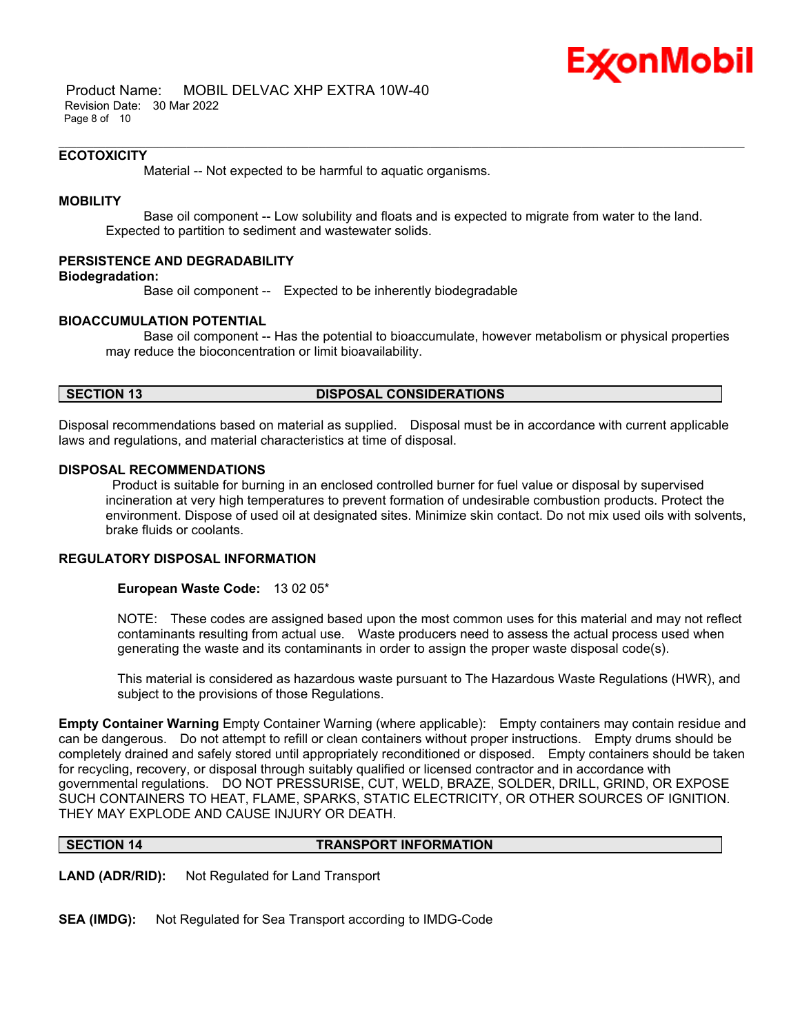### ECOTOXICITY

Material -- Not expected to be harmful to aquatic organisms.

### MOBILITY

Base oil component -- Low solubility and floats and is expected to migrate from water to the land. Expected to partition to sediment and wastewater solids.

### PERSISTENCE AND DEGRADABILITY

**Biodegradation:**

Base oil component -- Expected to be inherently biodegradable

### BIOACCUMULATION POTENTIAL

Base oil component -- Has the potential to bioaccumulate, however metabolism or physical properties may reduce the bioconcentration or limit bioavailability.

## SECTION 13 DISPOSAL CONSIDERATIONS

Disposal recommendations based on material as supplied. Disposal must be in accordance with current applicable laws and regulations, and material characteristics at time of disposal.

### DISPOSAL RECOMMENDATIONS

Product is suitable for burning in an enclosed controlled burner for fuel value or disposal by supervised incineration at very high temperatures to prevent formation of undesirable combustion products. Protect the environment. Dispose of used oil at designated sites. Minimize skin contact. Do not mix used oils with solvents, brake fluids or coolants.

### REGULATORY DISPOSAL INFORMATION

**European Waste Code:** 13 02 05*

NOTE: These codes are assigned based upon the most common uses for this material and may not reflect contaminants resulting from actual use. Waste producers need to assess the actual process used when generating the waste and its contaminants in order to assign the proper waste disposal code(s).

This material is considered as hazardous waste pursuant to The Hazardous Waste Regulations (HWR), and subject to the provisions of those Regulations.

**Empty Container Warning** Empty Container Warning (where applicable): Empty containers may contain residue and can be dangerous. Do not attempt to refill or clean containers without proper instructions. Empty drums should be completely drained and safely stored until appropriately reconditioned or disposed. Empty containers should be taken for recycling, recovery, or disposal through suitably qualified or licensed contractor and in accordance with governmental regulations. DO NOT PRESSURISE, CUT, WELD, BRAZE, SOLDER, DRILL, GRIND, OR EXPOSE SUCH CONTAINERS TO HEAT, FLAME, SPARKS, STATIC ELECTRICITY, OR OTHER SOURCES OF IGNITION. THEY MAY EXPLODE AND CAUSE INJURY OR DEATH.

## SECTION 14 TRANSPORT INFORMATION

**LAND (ADR/RID):** Not Regulated for Land Transport

**SEA (IMDG):** Not Regulated for Sea Transport according to IMDG-Code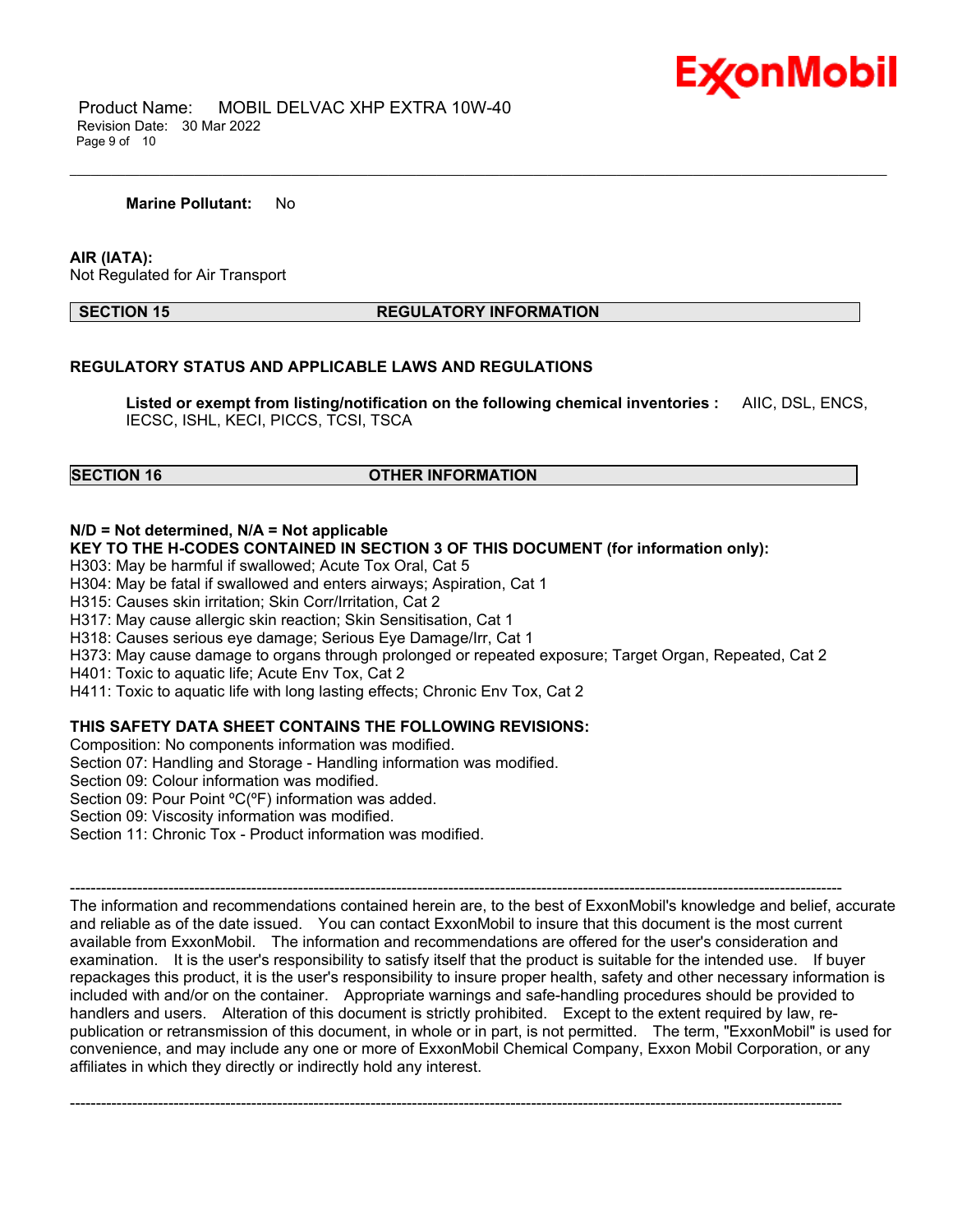**Marine Pollutant:** No

**AIR (IATA):**
Not Regulated for Air Transport

## SECTION 15 REGULATORY INFORMATION

**REGULATORY STATUS AND APPLICABLE LAWS AND REGULATIONS**

**Listed or exempt from listing/notification on the following chemical inventories :** AIIC, DSL, ENCS, IECSC, ISHL, KECI, PICCS, TCSI, TSCA

## SECTION 16 OTHER INFORMATION

**N/D = Not determined, N/A = Not applicable**
**KEY TO THE H-CODES CONTAINED IN SECTION 3 OF THIS DOCUMENT (for information only):**
H303: May be harmful if swallowed; Acute Tox Oral, Cat 5
H304: May be fatal if swallowed and enters airways; Aspiration, Cat 1
H315: Causes skin irritation; Skin Corr/Irritation, Cat 2
H317: May cause allergic skin reaction; Skin Sensitisation, Cat 1
H318: Causes serious eye damage; Serious Eye Damage/Irr, Cat 1
H373: May cause damage to organs through prolonged or repeated exposure; Target Organ, Repeated, Cat 2
H401: Toxic to aquatic life; Acute Env Tox, Cat 2
H411: Toxic to aquatic life with long lasting effects; Chronic Env Tox, Cat 2

**THIS SAFETY DATA SHEET CONTAINS THE FOLLOWING REVISIONS:**
Composition: No components information was modified.
Section 07: Handling and Storage - Handling information was modified.
Section 09: Colour information was modified.
Section 09: Pour Point ºC(ºF) information was added.
Section 09: Viscosity information was modified.
Section 11: Chronic Tox - Product information was modified.

-----------------------------------------------------------------------------------------------------------------------------------------------------

The information and recommendations contained herein are, to the best of ExxonMobil's knowledge and belief, accurate and reliable as of the date issued. You can contact ExxonMobil to insure that this document is the most current available from ExxonMobil. The information and recommendations are offered for the user's consideration and examination. It is the user's responsibility to satisfy itself that the product is suitable for the intended use. If buyer repackages this product, it is the user's responsibility to insure proper health, safety and other necessary information is included with and/or on the container. Appropriate warnings and safe-handling procedures should be provided to handlers and users. Alteration of this document is strictly prohibited. Except to the extent required by law, re-publication or retransmission of this document, in whole or in part, is not permitted. The term, "ExxonMobil" is used for convenience, and may include any one or more of ExxonMobil Chemical Company, Exxon Mobil Corporation, or any affiliates in which they directly or indirectly hold any interest.

-----------------------------------------------------------------------------------------------------------------------------------------------------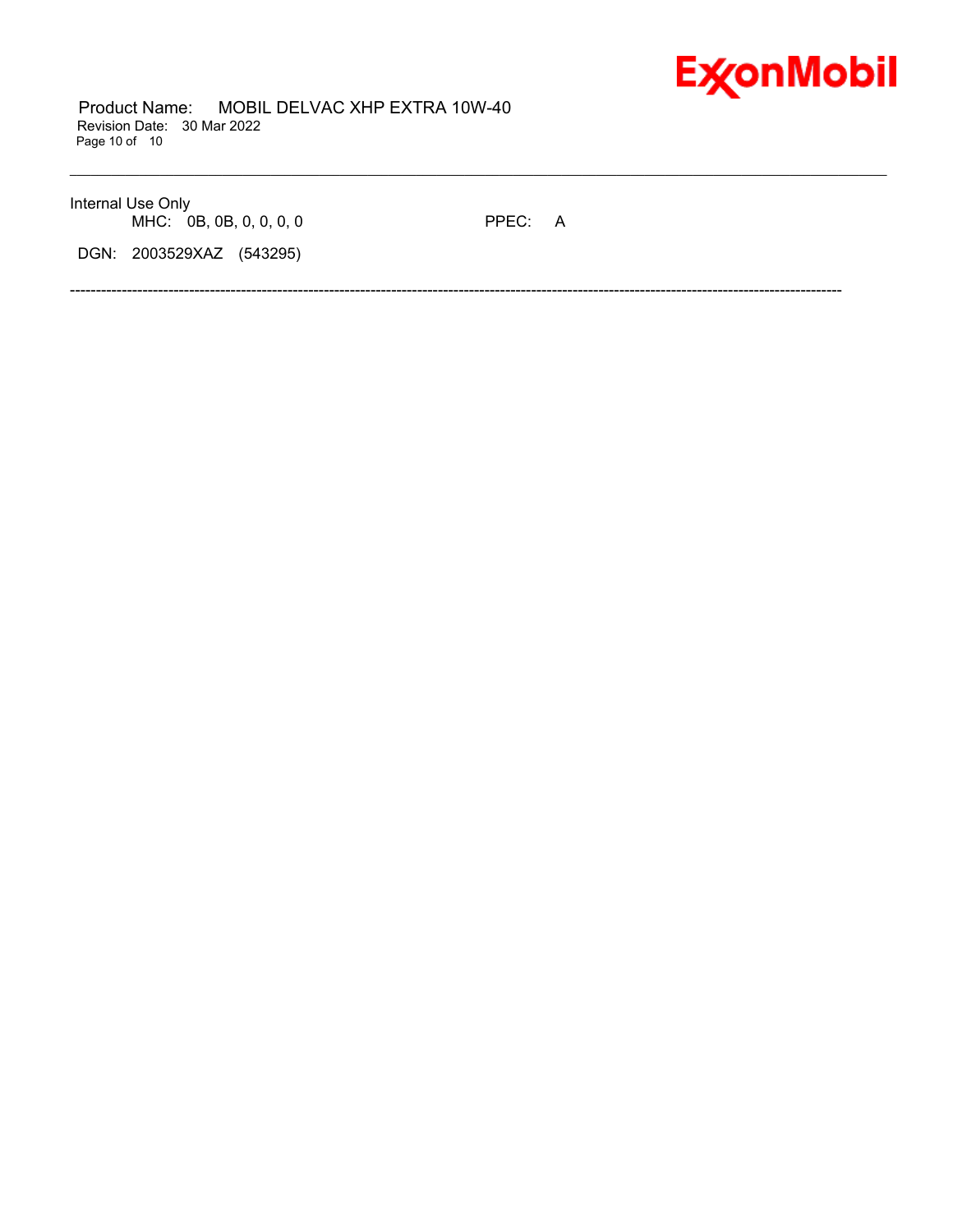Internal Use Only

MHC: 0B, 0B, 0, 0, 0, 0 PPEC: A

DGN: 2003529XAZ (543295)

-----------------------------------------------------------------------------------------------------------------------------------------------